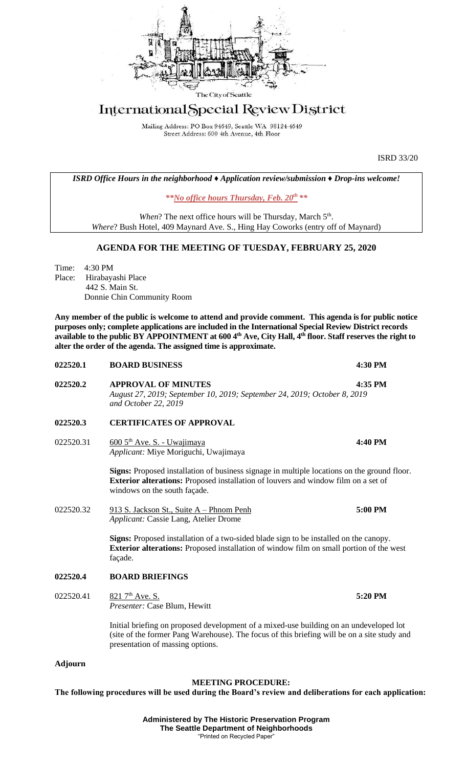The City of Seattle

# International Special Review District

Mailing Address: PO Box 94649, Seattle WA 98124-4649
Street Address: 600 4th Avenue, 4th Floor

ISRD 33/20

*ISRD Office Hours in the neighborhood ♦ Application review/submission ♦ Drop-ins welcome!*

***No office hours Thursday, Feb. 20th***

*When*? The next office hours will be Thursday, March 5th.
*Where*? Bush Hotel, 409 Maynard Ave. S., Hing Hay Coworks (entry off of Maynard)

## AGENDA FOR THE MEETING OF TUESDAY, FEBRUARY 25, 2020

Time: 4:30 PM
Place: Hirabayashi Place
442 S. Main St.
Donnie Chin Community Room

**Any member of the public is welcome to attend and provide comment. This agenda is for public notice purposes only; complete applications are included in the International Special Review District records available to the public BY APPOINTMENT at 600 4th Ave, City Hall, 4th floor. Staff reserves the right to alter the order of the agenda. The assigned time is approximate.**

**022520.1 BOARD BUSINESS** **4:30 PM**

**022520.2 APPROVAL OF MINUTES** **4:35 PM**
*August 27, 2019; September 10, 2019; September 24, 2019; October 8, 2019 and October 22, 2019*

**022520.3 CERTIFICATES OF APPROVAL**

022520.31 600 5th Ave. S. - Uwajimaya **4:40 PM**
*Applicant:* Miye Moriguchi, Uwajimaya

**Signs:** Proposed installation of business signage in multiple locations on the ground floor.
**Exterior alterations:** Proposed installation of louvers and window film on a set of windows on the south façade.

022520.32 913 S. Jackson St., Suite A – Phnom Penh **5:00 PM**
*Applicant:* Cassie Lang, Atelier Drome

**Signs:** Proposed installation of a two-sided blade sign to be installed on the canopy.
**Exterior alterations:** Proposed installation of window film on small portion of the west façade.

**022520.4 BOARD BRIEFINGS**

022520.41 821 7th Ave. S. **5:20 PM**
*Presenter:* Case Blum, Hewitt

Initial briefing on proposed development of a mixed-use building on an undeveloped lot (site of the former Pang Warehouse). The focus of this briefing will be on a site study and presentation of massing options.

**Adjourn**

**MEETING PROCEDURE:**

**The following procedures will be used during the Board's review and deliberations for each application:**

**Administered by The Historic Preservation Program**
**The Seattle Department of Neighborhoods**
"Printed on Recycled Paper"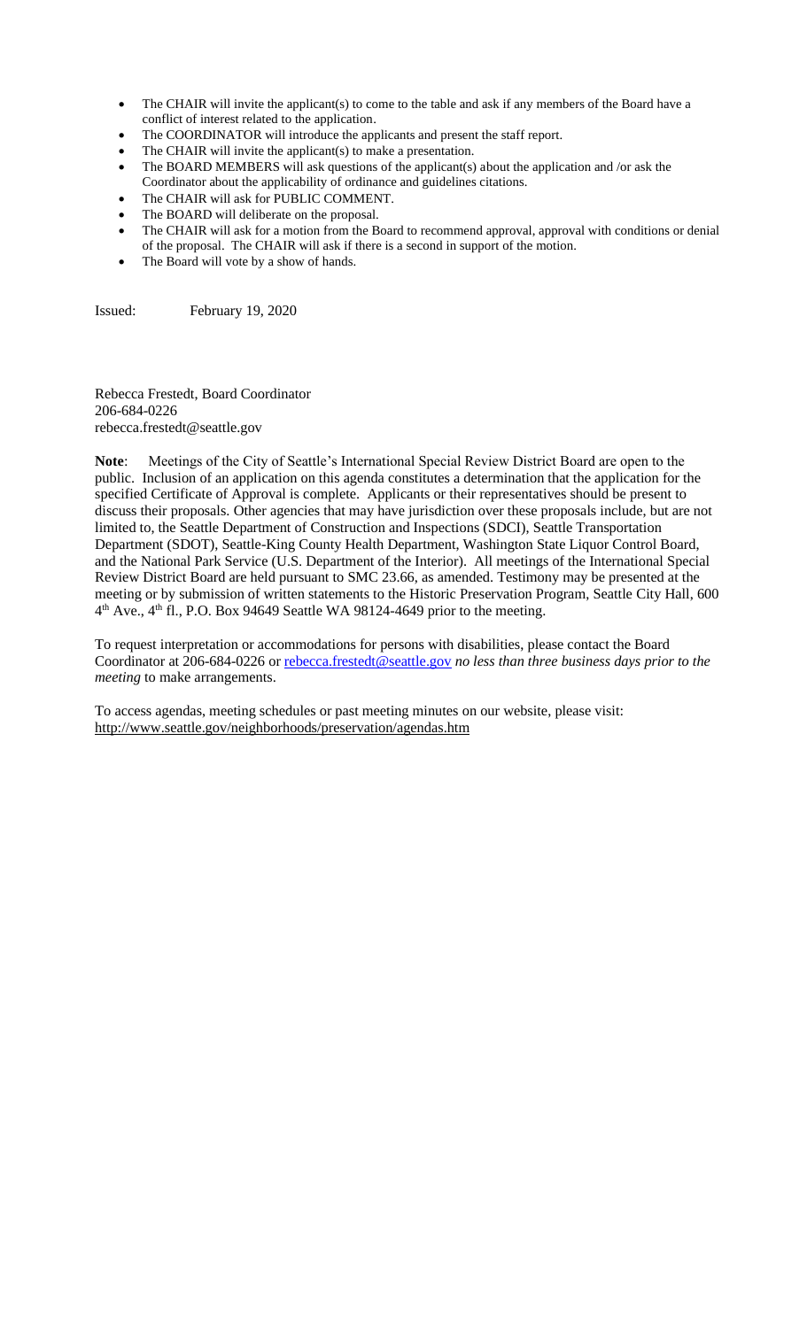- The CHAIR will invite the applicant(s) to come to the table and ask if any members of the Board have a conflict of interest related to the application.
- The COORDINATOR will introduce the applicants and present the staff report.
- The CHAIR will invite the applicant(s) to make a presentation.
- The BOARD MEMBERS will ask questions of the applicant(s) about the application and /or ask the Coordinator about the applicability of ordinance and guidelines citations.
- The CHAIR will ask for PUBLIC COMMENT.
- The BOARD will deliberate on the proposal.
- The CHAIR will ask for a motion from the Board to recommend approval, approval with conditions or denial of the proposal. The CHAIR will ask if there is a second in support of the motion.
- The Board will vote by a show of hands.

Issued: February 19, 2020

Rebecca Frestedt, Board Coordinator
206-684-0226
rebecca.frestedt@seattle.gov

**Note**: Meetings of the City of Seattle's International Special Review District Board are open to the public. Inclusion of an application on this agenda constitutes a determination that the application for the specified Certificate of Approval is complete. Applicants or their representatives should be present to discuss their proposals. Other agencies that may have jurisdiction over these proposals include, but are not limited to, the Seattle Department of Construction and Inspections (SDCI), Seattle Transportation Department (SDOT), Seattle-King County Health Department, Washington State Liquor Control Board, and the National Park Service (U.S. Department of the Interior). All meetings of the International Special Review District Board are held pursuant to SMC 23.66, as amended. Testimony may be presented at the meeting or by submission of written statements to the Historic Preservation Program, Seattle City Hall, 600 4th Ave., 4th fl., P.O. Box 94649 Seattle WA 98124-4649 prior to the meeting.

To request interpretation or accommodations for persons with disabilities, please contact the Board Coordinator at 206-684-0226 or rebecca.frestedt@seattle.gov *no less than three business days prior to the meeting* to make arrangements.

To access agendas, meeting schedules or past meeting minutes on our website, please visit:
http://www.seattle.gov/neighborhoods/preservation/agendas.htm